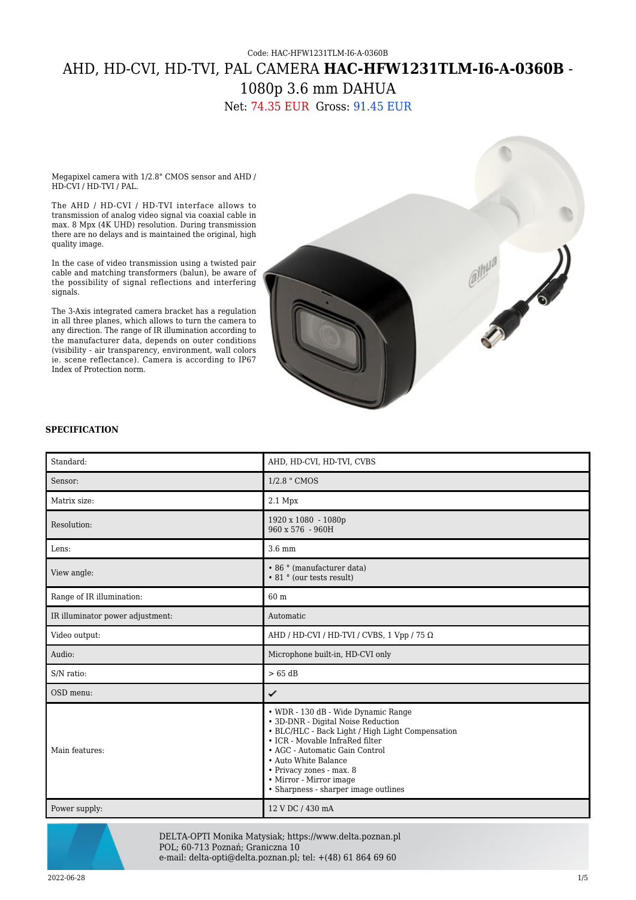Code: HAC-HFW1231TLM-I6-A-0360B

# AHD, HD-CVI, HD-TVI, PAL CAMERA **HAC-HFW1231TLM-I6-A-0360B** - 1080p 3.6 mm DAHUA

Net: 74.35 EUR Gross: 91.45 EUR

Megapixel camera with 1/2.8" CMOS sensor and AHD / HD-CVI / HD-TVI / PAL.

The AHD / HD-CVI / HD-TVI interface allows to transmission of analog video signal via coaxial cable in max. 8 Mpx (4K UHD) resolution. During transmission there are no delays and is maintained the original, high quality image.

In the case of video transmission using a twisted pair cable and matching transformers (balun), be aware of the possibility of signal reflections and interfering signals.

The 3-Axis integrated camera bracket has a regulation in all three planes, which allows to turn the camera to any direction. The range of IR illumination according to the manufacturer data, depends on outer conditions (visibility - air transparency, environment, wall colors ie. scene reflectance). Camera is according to IP67 Index of Protection norm.

**SPECIFICATION**

| | |
|---|---|
| Standard: | AHD, HD-CVI, HD-TVI, CVBS |
| Sensor: | 1/2.8 " CMOS |
| Matrix size: | 2.1 Mpx |
| Resolution: | 1920 x 1080 - 1080p<br>960 x 576 - 960H |
| Lens: | 3.6 mm |
| View angle: | • 86 ° (manufacturer data)<br>• 81 ° (our tests result) |
| Range of IR illumination: | 60 m |
| IR illuminator power adjustment: | Automatic |
| Video output: | AHD / HD-CVI / HD-TVI / CVBS, 1 Vpp / 75 Ω |
| Audio: | Microphone built-in, HD-CVI only |
| S/N ratio: | > 65 dB |
| OSD menu: | ✔ |
| Main features: | • WDR - 130 dB - Wide Dynamic Range<br>• 3D-DNR - Digital Noise Reduction<br>• BLC/HLC - Back Light / High Light Compensation<br>• ICR - Movable InfraRed filter<br>• AGC - Automatic Gain Control<br>• Auto White Balance<br>• Privacy zones - max. 8<br>• Mirror - Mirror image<br>• Sharpness - sharper image outlines |
| Power supply: | 12 V DC / 430 mA |

DELTA-OPTI Monika Matysiak; https://www.delta.poznan.pl
POL; 60-713 Poznań; Graniczna 10
e-mail: delta-opti@delta.poznan.pl; tel: +(48) 61 864 69 60

2022-06-28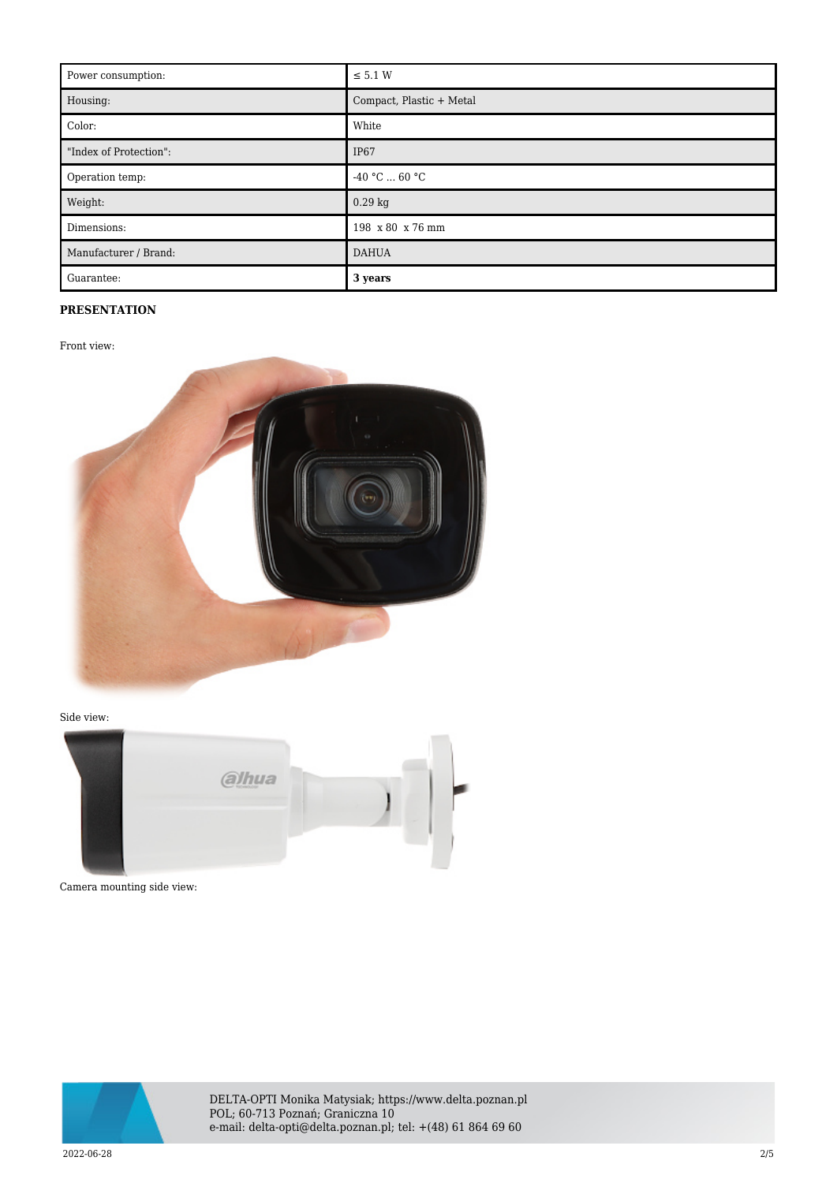| Power consumption: | ≤ 5.1 W |
|---|---|
| Housing: | Compact, Plastic + Metal |
| Color: | White |
| "Index of Protection": | IP67 |
| Operation temp: | -40 °C ... 60 °C |
| Weight: | 0.29 kg |
| Dimensions: | 198 x 80 x 76 mm |
| Manufacturer / Brand: | DAHUA |
| Guarantee: | **3 years** |

**PRESENTATION**

Front view:

Side view:

Camera mounting side view: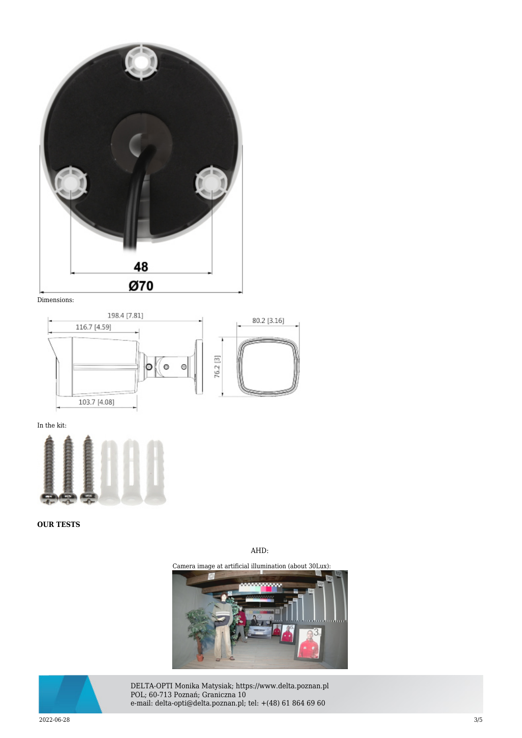Dimensions:

In the kit:

**OUR TESTS**

AHD:

Camera image at artificial illumination (about 30Lux):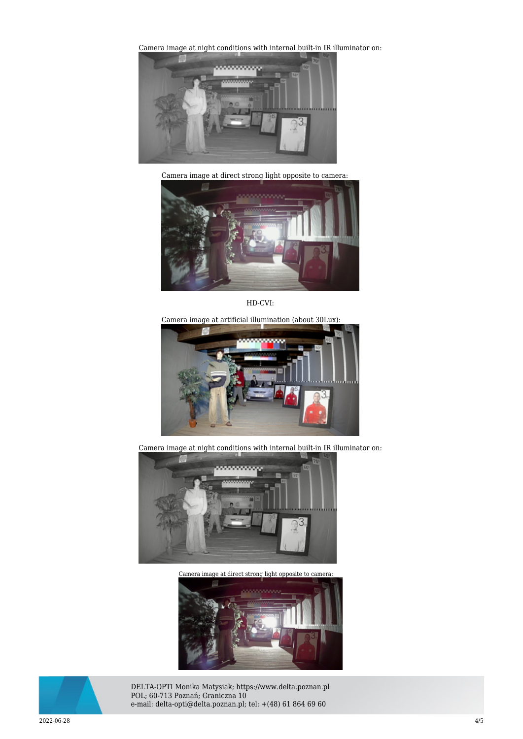Camera image at night conditions with internal built-in IR illuminator on:

Camera image at direct strong light opposite to camera:

HD-CVI:

Camera image at artificial illumination (about 30Lux):

Camera image at night conditions with internal built-in IR illuminator on:

Camera image at direct strong light opposite to camera:

DELTA-OPTI Monika Matysiak; https://www.delta.poznan.pl
POL; 60-713 Poznań; Graniczna 10
e-mail: delta-opti@delta.poznan.pl; tel: +(48) 61 864 69 60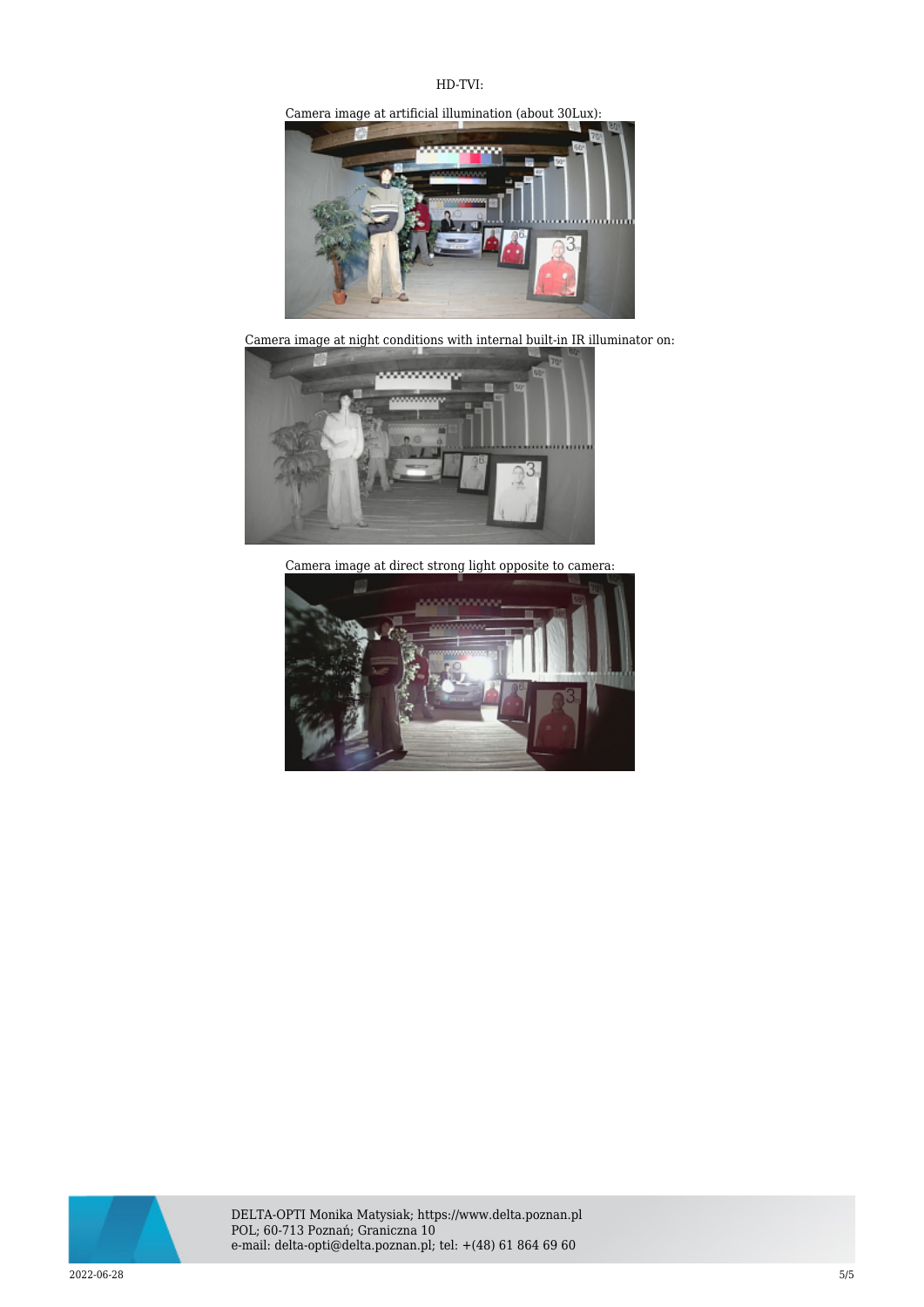HD-TVI:

Camera image at artificial illumination (about 30Lux):

Camera image at night conditions with internal built-in IR illuminator on:

Camera image at direct strong light opposite to camera:

DELTA-OPTI Monika Matysiak; https://www.delta.poznan.pl
POL; 60-713 Poznań; Graniczna 10
e-mail: delta-opti@delta.poznan.pl; tel: +(48) 61 864 69 60